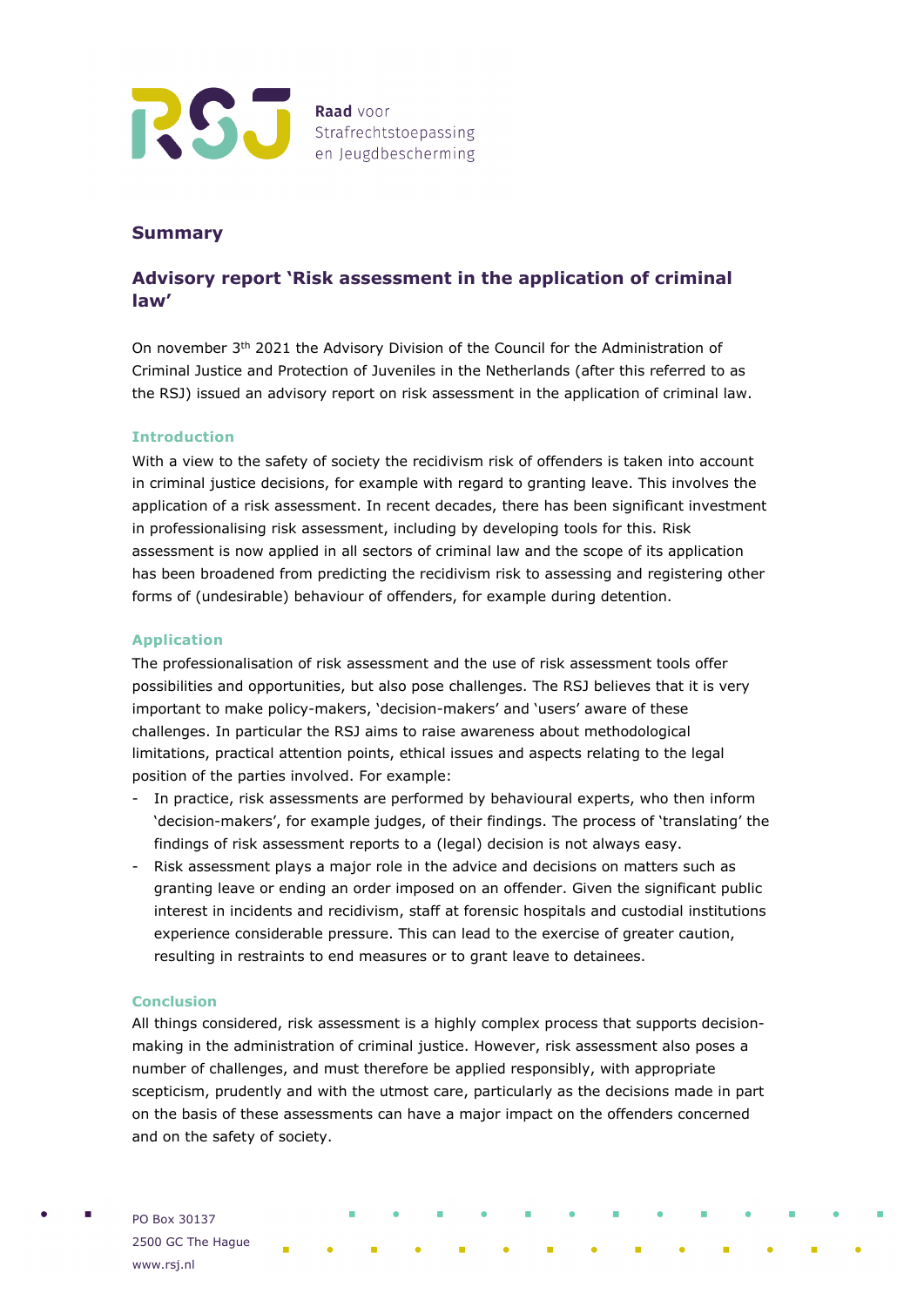Raad voor Strafrechtstoepassing en Jeugdbescherming

## Summary

## Advisory report 'Risk assessment in the application of criminal law'

On november 3th 2021 the Advisory Division of the Council for the Administration of Criminal Justice and Protection of Juveniles in the Netherlands (after this referred to as the RSJ) issued an advisory report on risk assessment in the application of criminal law.

### Introduction

With a view to the safety of society the recidivism risk of offenders is taken into account in criminal justice decisions, for example with regard to granting leave. This involves the application of a risk assessment. In recent decades, there has been significant investment in professionalising risk assessment, including by developing tools for this. Risk assessment is now applied in all sectors of criminal law and the scope of its application has been broadened from predicting the recidivism risk to assessing and registering other forms of (undesirable) behaviour of offenders, for example during detention.

### Application

The professionalisation of risk assessment and the use of risk assessment tools offer possibilities and opportunities, but also pose challenges. The RSJ believes that it is very important to make policy-makers, 'decision-makers' and 'users' aware of these challenges. In particular the RSJ aims to raise awareness about methodological limitations, practical attention points, ethical issues and aspects relating to the legal position of the parties involved. For example:

- In practice, risk assessments are performed by behavioural experts, who then inform 'decision-makers', for example judges, of their findings. The process of 'translating' the findings of risk assessment reports to a (legal) decision is not always easy.
- Risk assessment plays a major role in the advice and decisions on matters such as granting leave or ending an order imposed on an offender. Given the significant public interest in incidents and recidivism, staff at forensic hospitals and custodial institutions experience considerable pressure. This can lead to the exercise of greater caution, resulting in restraints to end measures or to grant leave to detainees.

### Conclusion

All things considered, risk assessment is a highly complex process that supports decision-making in the administration of criminal justice. However, risk assessment also poses a number of challenges, and must therefore be applied responsibly, with appropriate scepticism, prudently and with the utmost care, particularly as the decisions made in part on the basis of these assessments can have a major impact on the offenders concerned and on the safety of society.

PO Box 30137
2500 GC The Hague
www.rsj.nl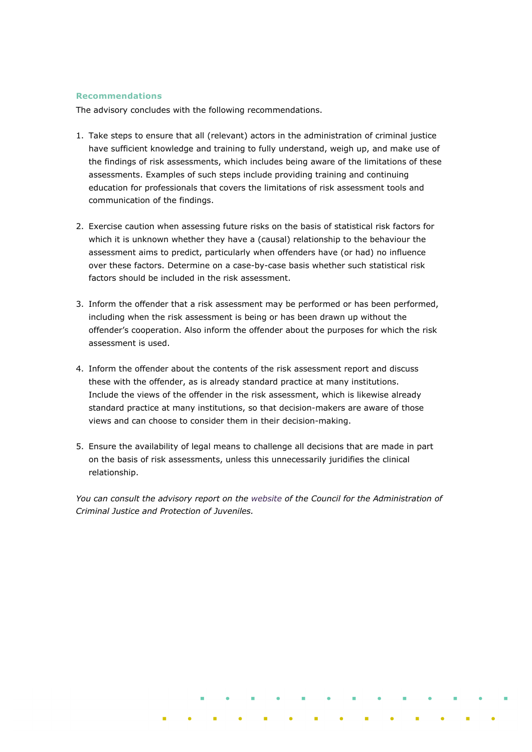### Recommendations

The advisory concludes with the following recommendations.

1. Take steps to ensure that all (relevant) actors in the administration of criminal justice have sufficient knowledge and training to fully understand, weigh up, and make use of the findings of risk assessments, which includes being aware of the limitations of these assessments. Examples of such steps include providing training and continuing education for professionals that covers the limitations of risk assessment tools and communication of the findings.

2. Exercise caution when assessing future risks on the basis of statistical risk factors for which it is unknown whether they have a (causal) relationship to the behaviour the assessment aims to predict, particularly when offenders have (or had) no influence over these factors. Determine on a case-by-case basis whether such statistical risk factors should be included in the risk assessment.

3. Inform the offender that a risk assessment may be performed or has been performed, including when the risk assessment is being or has been drawn up without the offender's cooperation. Also inform the offender about the purposes for which the risk assessment is used.

4. Inform the offender about the contents of the risk assessment report and discuss these with the offender, as is already standard practice at many institutions. Include the views of the offender in the risk assessment, which is likewise already standard practice at many institutions, so that decision-makers are aware of those views and can choose to consider them in their decision-making.

5. Ensure the availability of legal means to challenge all decisions that are made in part on the basis of risk assessments, unless this unnecessarily juridifies the clinical relationship.

*You can consult the advisory report on the website of the Council for the Administration of Criminal Justice and Protection of Juveniles.*